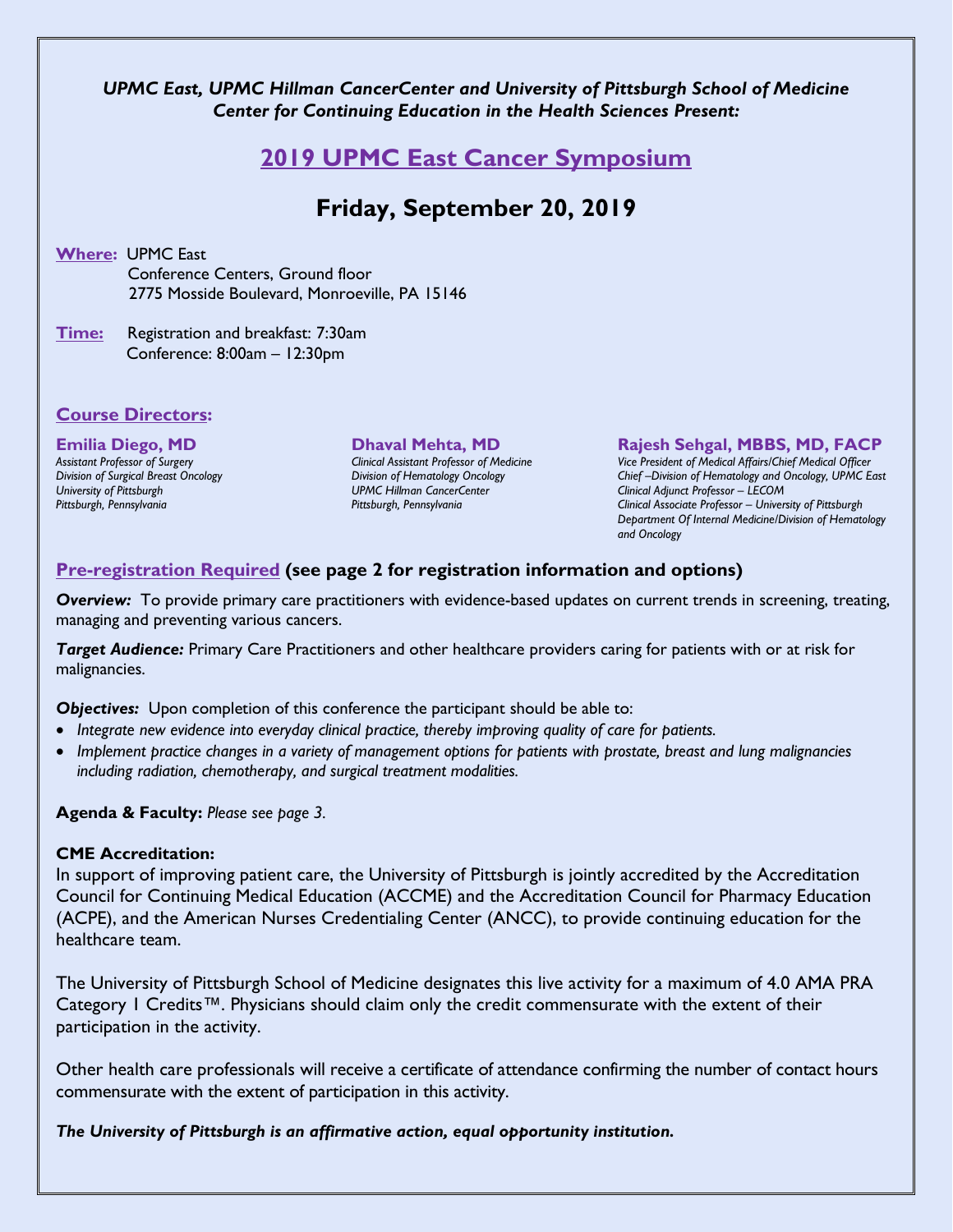*UPMC East, UPMC Hillman CancerCenter and University of Pittsburgh School of Medicine Center for Continuing Education in the Health Sciences Present:*

# 2019 UPMC East Cancer Symposium

## Friday, September 20, 2019

**Where:** UPMC East
Conference Centers, Ground floor
2775 Mosside Boulevard, Monroeville, PA 15146

**Time:** Registration and breakfast: 7:30am
Conference: 8:00am – 12:30pm

### Course Directors:

**Emilia Diego, MD**
*Assistant Professor of Surgery*
*Division of Surgical Breast Oncology*
*University of Pittsburgh*
*Pittsburgh, Pennsylvania*

**Dhaval Mehta, MD**
*Clinical Assistant Professor of Medicine*
*Division of Hematology Oncology*
*UPMC Hillman CancerCenter*
*Pittsburgh, Pennsylvania*

**Rajesh Sehgal, MBBS, MD, FACP**
*Vice President of Medical Affairs/Chief Medical Officer*
*Chief –Division of Hematology and Oncology, UPMC East*
*Clinical Adjunct Professor – LECOM*
*Clinical Associate Professor – University of Pittsburgh*
*Department Of Internal Medicine/Division of Hematology and Oncology*

**Pre-registration Required (see page 2 for registration information and options)**

***Overview:*** To provide primary care practitioners with evidence-based updates on current trends in screening, treating, managing and preventing various cancers.

***Target Audience:*** Primary Care Practitioners and other healthcare providers caring for patients with or at risk for malignancies.

***Objectives:*** Upon completion of this conference the participant should be able to:

- *Integrate new evidence into everyday clinical practice, thereby improving quality of care for patients.*
- *Implement practice changes in a variety of management options for patients with prostate, breast and lung malignancies including radiation, chemotherapy, and surgical treatment modalities.*

**Agenda & Faculty:** *Please see page 3.*

**CME Accreditation:**
In support of improving patient care, the University of Pittsburgh is jointly accredited by the Accreditation Council for Continuing Medical Education (ACCME) and the Accreditation Council for Pharmacy Education (ACPE), and the American Nurses Credentialing Center (ANCC), to provide continuing education for the healthcare team.

The University of Pittsburgh School of Medicine designates this live activity for a maximum of 4.0 AMA PRA Category 1 Credits™. Physicians should claim only the credit commensurate with the extent of their participation in the activity.

Other health care professionals will receive a certificate of attendance confirming the number of contact hours commensurate with the extent of participation in this activity.

***The University of Pittsburgh is an affirmative action, equal opportunity institution.***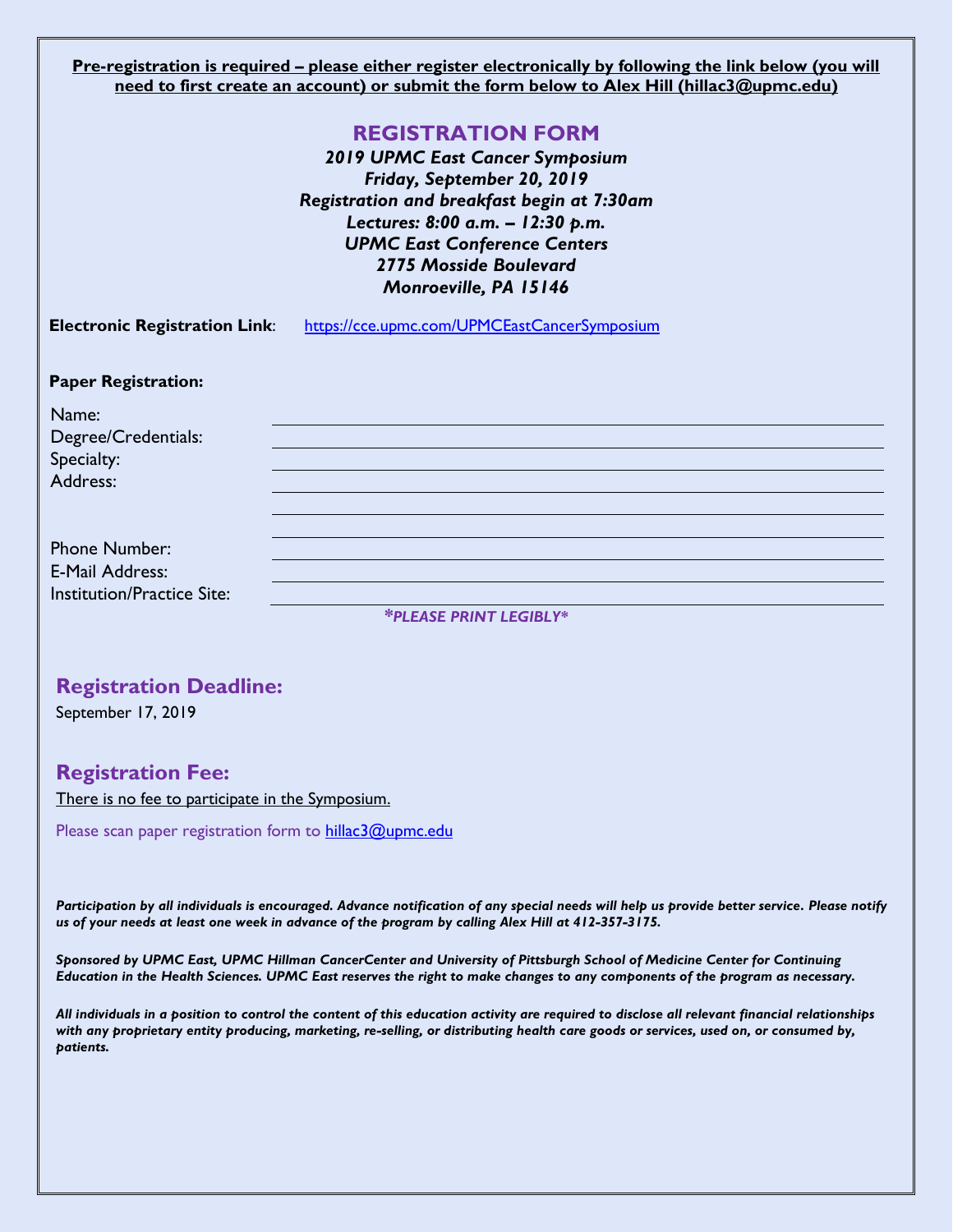**Pre-registration is required – please either register electronically by following the link below (you will need to first create an account) or submit the form below to Alex Hill (hillac3@upmc.edu)**

# REGISTRATION FORM

***2019 UPMC East Cancer Symposium***
***Friday, September 20, 2019***
***Registration and breakfast begin at 7:30am***
***Lectures: 8:00 a.m. – 12:30 p.m.***
***UPMC East Conference Centers***
***2775 Mosside Boulevard***
***Monroeville, PA 15146***

**Electronic Registration Link**: https://cce.upmc.com/UPMCEastCancerSymposium

**Paper Registration:**

Name: ______________________________

Degree/Credentials: ______________________________

Specialty: ______________________________

Address: ______________________________

______________________________

______________________________

Phone Number: ______________________________

E-Mail Address: ______________________________

Institution/Practice Site: ______________________________

***\*PLEASE PRINT LEGIBLY\****

## Registration Deadline:

September 17, 2019

## Registration Fee:

There is no fee to participate in the Symposium.

Please scan paper registration form to hillac3@upmc.edu

***Participation by all individuals is encouraged. Advance notification of any special needs will help us provide better service. Please notify us of your needs at least one week in advance of the program by calling Alex Hill at 412-357-3175.***

***Sponsored by UPMC East, UPMC Hillman CancerCenter and University of Pittsburgh School of Medicine Center for Continuing Education in the Health Sciences. UPMC East reserves the right to make changes to any components of the program as necessary.***

***All individuals in a position to control the content of this education activity are required to disclose all relevant financial relationships with any proprietary entity producing, marketing, re-selling, or distributing health care goods or services, used on, or consumed by, patients.***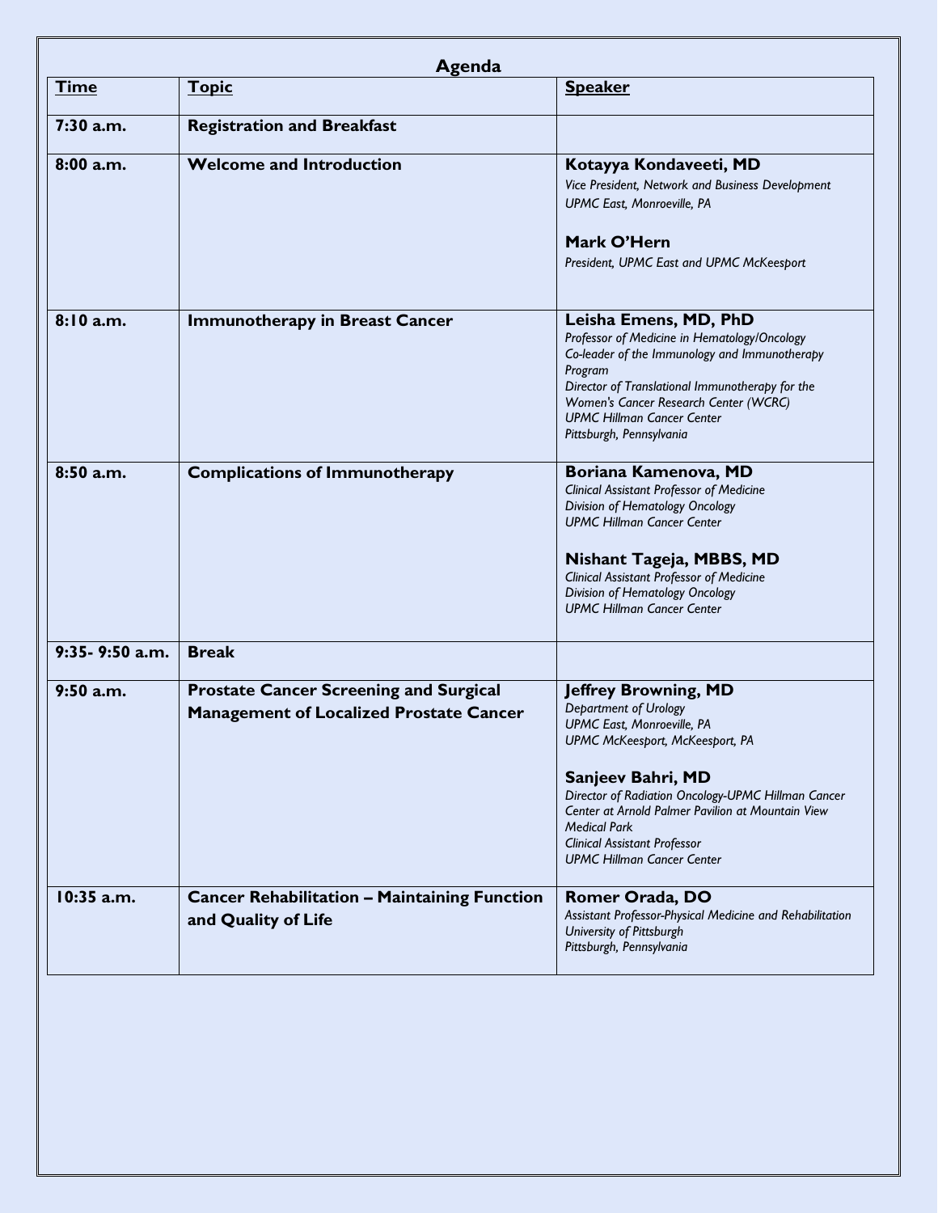## Agenda

| Time | Topic | Speaker |
|---|---|---|
| **7:30 a.m.** | **Registration and Breakfast** | |
| **8:00 a.m.** | **Welcome and Introduction** | **Kotayya Kondaveeti, MD**<br>*Vice President, Network and Business Development*<br>*UPMC East, Monroeville, PA*<br><br>**Mark O'Hern**<br>*President, UPMC East and UPMC McKeesport* |
| **8:10 a.m.** | **Immunotherapy in Breast Cancer** | **Leisha Emens, MD, PhD**<br>*Professor of Medicine in Hematology/Oncology*<br>*Co-leader of the Immunology and Immunotherapy Program*<br>*Director of Translational Immunotherapy for the Women's Cancer Research Center (WCRC)*<br>*UPMC Hillman Cancer Center*<br>*Pittsburgh, Pennsylvania* |
| **8:50 a.m.** | **Complications of Immunotherapy** | **Boriana Kamenova, MD**<br>*Clinical Assistant Professor of Medicine*<br>*Division of Hematology Oncology*<br>*UPMC Hillman Cancer Center*<br><br>**Nishant Tageja, MBBS, MD**<br>*Clinical Assistant Professor of Medicine*<br>*Division of Hematology Oncology*<br>*UPMC Hillman Cancer Center* |
| **9:35- 9:50 a.m.** | **Break** | |
| **9:50 a.m.** | **Prostate Cancer Screening and Surgical Management of Localized Prostate Cancer** | **Jeffrey Browning, MD**<br>*Department of Urology*<br>*UPMC East, Monroeville, PA*<br>*UPMC McKeesport, McKeesport, PA*<br><br>**Sanjeev Bahri, MD**<br>*Director of Radiation Oncology-UPMC Hillman Cancer Center at Arnold Palmer Pavilion at Mountain View Medical Park*<br>*Clinical Assistant Professor*<br>*UPMC Hillman Cancer Center* |
| **10:35 a.m.** | **Cancer Rehabilitation – Maintaining Function and Quality of Life** | **Romer Orada, DO**<br>*Assistant Professor-Physical Medicine and Rehabilitation*<br>*University of Pittsburgh*<br>*Pittsburgh, Pennsylvania* |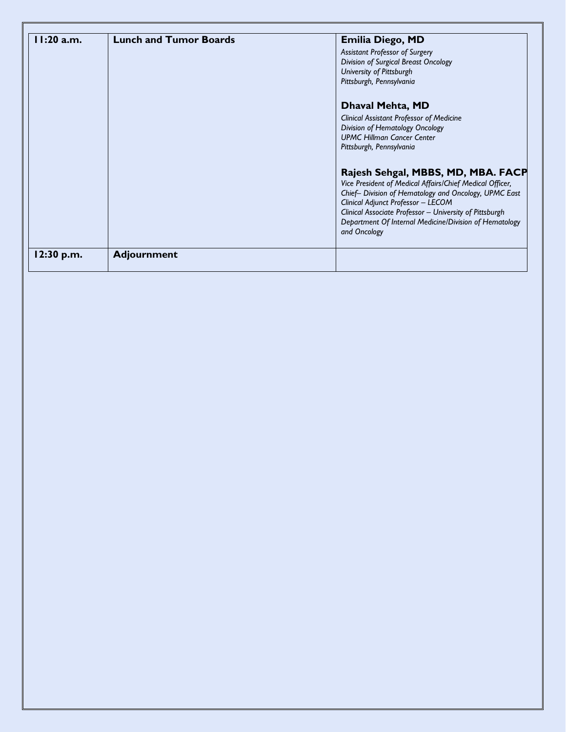| | | |
|---|---|---|
| **11:20 a.m.** | **Lunch and Tumor Boards** | **Emilia Diego, MD**<br>*Assistant Professor of Surgery*<br>*Division of Surgical Breast Oncology*<br>*University of Pittsburgh*<br>*Pittsburgh, Pennsylvania*<br><br>**Dhaval Mehta, MD**<br>*Clinical Assistant Professor of Medicine*<br>*Division of Hematology Oncology*<br>*UPMC Hillman Cancer Center*<br>*Pittsburgh, Pennsylvania*<br><br>**Rajesh Sehgal, MBBS, MD, MBA. FACP**<br>*Vice President of Medical Affairs/Chief Medical Officer,*<br>*Chief– Division of Hematology and Oncology, UPMC East*<br>*Clinical Adjunct Professor – LECOM*<br>*Clinical Associate Professor – University of Pittsburgh*<br>*Department Of Internal Medicine/Division of Hematology and Oncology* |
| **12:30 p.m.** | **Adjournment** | |